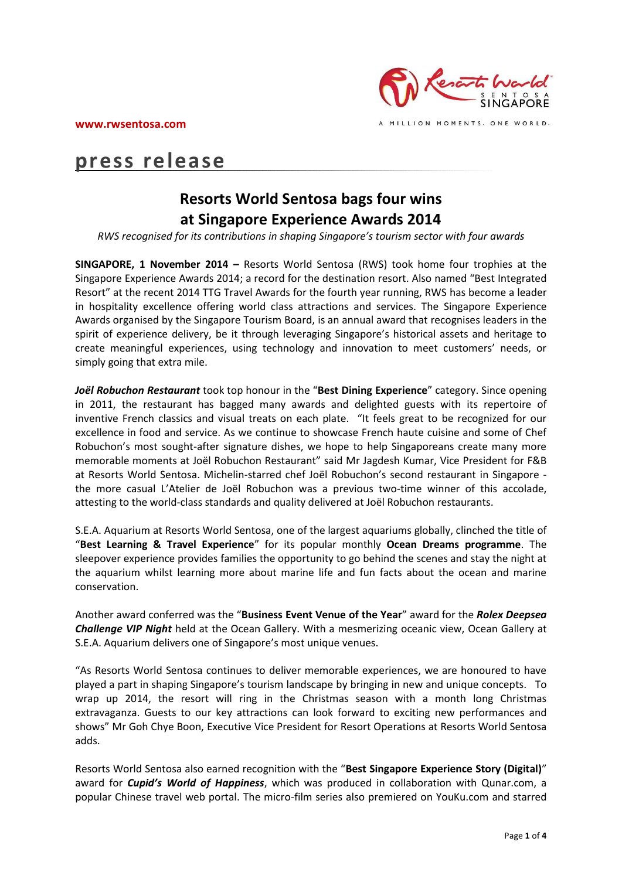www.rwsentosa.com

A MILLION MOMENTS. ONE WORLD.

# press release

## Resorts World Sentosa bags four wins at Singapore Experience Awards 2014

*RWS recognised for its contributions in shaping Singapore's tourism sector with four awards*

**SINGAPORE, 1 November 2014 –** Resorts World Sentosa (RWS) took home four trophies at the Singapore Experience Awards 2014; a record for the destination resort. Also named "Best Integrated Resort" at the recent 2014 TTG Travel Awards for the fourth year running, RWS has become a leader in hospitality excellence offering world class attractions and services. The Singapore Experience Awards organised by the Singapore Tourism Board, is an annual award that recognises leaders in the spirit of experience delivery, be it through leveraging Singapore's historical assets and heritage to create meaningful experiences, using technology and innovation to meet customers' needs, or simply going that extra mile.

***Joël Robuchon Restaurant*** took top honour in the "**Best Dining Experience**" category. Since opening in 2011, the restaurant has bagged many awards and delighted guests with its repertoire of inventive French classics and visual treats on each plate. "It feels great to be recognized for our excellence in food and service. As we continue to showcase French haute cuisine and some of Chef Robuchon's most sought-after signature dishes, we hope to help Singaporeans create many more memorable moments at Joël Robuchon Restaurant" said Mr Jagdesh Kumar, Vice President for F&B at Resorts World Sentosa. Michelin-starred chef Joël Robuchon's second restaurant in Singapore - the more casual L'Atelier de Joël Robuchon was a previous two-time winner of this accolade, attesting to the world-class standards and quality delivered at Joël Robuchon restaurants.

S.E.A. Aquarium at Resorts World Sentosa, one of the largest aquariums globally, clinched the title of "**Best Learning & Travel Experience**" for its popular monthly **Ocean Dreams programme**. The sleepover experience provides families the opportunity to go behind the scenes and stay the night at the aquarium whilst learning more about marine life and fun facts about the ocean and marine conservation.

Another award conferred was the "**Business Event Venue of the Year**" award for the ***Rolex Deepsea Challenge VIP Night*** held at the Ocean Gallery. With a mesmerizing oceanic view, Ocean Gallery at S.E.A. Aquarium delivers one of Singapore's most unique venues.

"As Resorts World Sentosa continues to deliver memorable experiences, we are honoured to have played a part in shaping Singapore's tourism landscape by bringing in new and unique concepts. To wrap up 2014, the resort will ring in the Christmas season with a month long Christmas extravaganza. Guests to our key attractions can look forward to exciting new performances and shows" Mr Goh Chye Boon, Executive Vice President for Resort Operations at Resorts World Sentosa adds.

Resorts World Sentosa also earned recognition with the "**Best Singapore Experience Story (Digital)**" award for ***Cupid's World of Happiness***, which was produced in collaboration with Qunar.com, a popular Chinese travel web portal. The micro-film series also premiered on YouKu.com and starred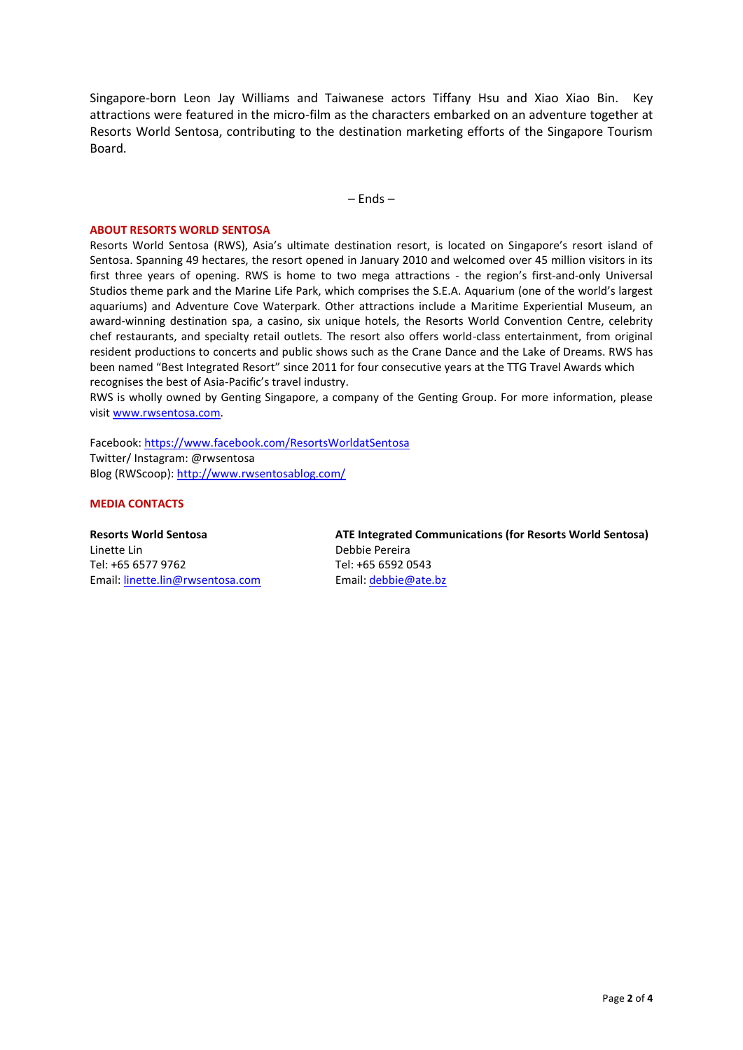Singapore-born Leon Jay Williams and Taiwanese actors Tiffany Hsu and Xiao Xiao Bin. Key attractions were featured in the micro-film as the characters embarked on an adventure together at Resorts World Sentosa, contributing to the destination marketing efforts of the Singapore Tourism Board.

– Ends –

**ABOUT RESORTS WORLD SENTOSA**

Resorts World Sentosa (RWS), Asia's ultimate destination resort, is located on Singapore's resort island of Sentosa. Spanning 49 hectares, the resort opened in January 2010 and welcomed over 45 million visitors in its first three years of opening. RWS is home to two mega attractions - the region's first-and-only Universal Studios theme park and the Marine Life Park, which comprises the S.E.A. Aquarium (one of the world's largest aquariums) and Adventure Cove Waterpark. Other attractions include a Maritime Experiential Museum, an award-winning destination spa, a casino, six unique hotels, the Resorts World Convention Centre, celebrity chef restaurants, and specialty retail outlets. The resort also offers world-class entertainment, from original resident productions to concerts and public shows such as the Crane Dance and the Lake of Dreams. RWS has been named "Best Integrated Resort" since 2011 for four consecutive years at the TTG Travel Awards which recognises the best of Asia-Pacific's travel industry.

RWS is wholly owned by Genting Singapore, a company of the Genting Group. For more information, please visit www.rwsentosa.com.

Facebook: https://www.facebook.com/ResortsWorldatSentosa
Twitter/ Instagram: @rwsentosa
Blog (RWScoop): http://www.rwsentosablog.com/

**MEDIA CONTACTS**

**Resorts World Sentosa**
Linette Lin
Tel: +65 6577 9762
Email: linette.lin@rwsentosa.com

**ATE Integrated Communications (for Resorts World Sentosa)**
Debbie Pereira
Tel: +65 6592 0543
Email: debbie@ate.bz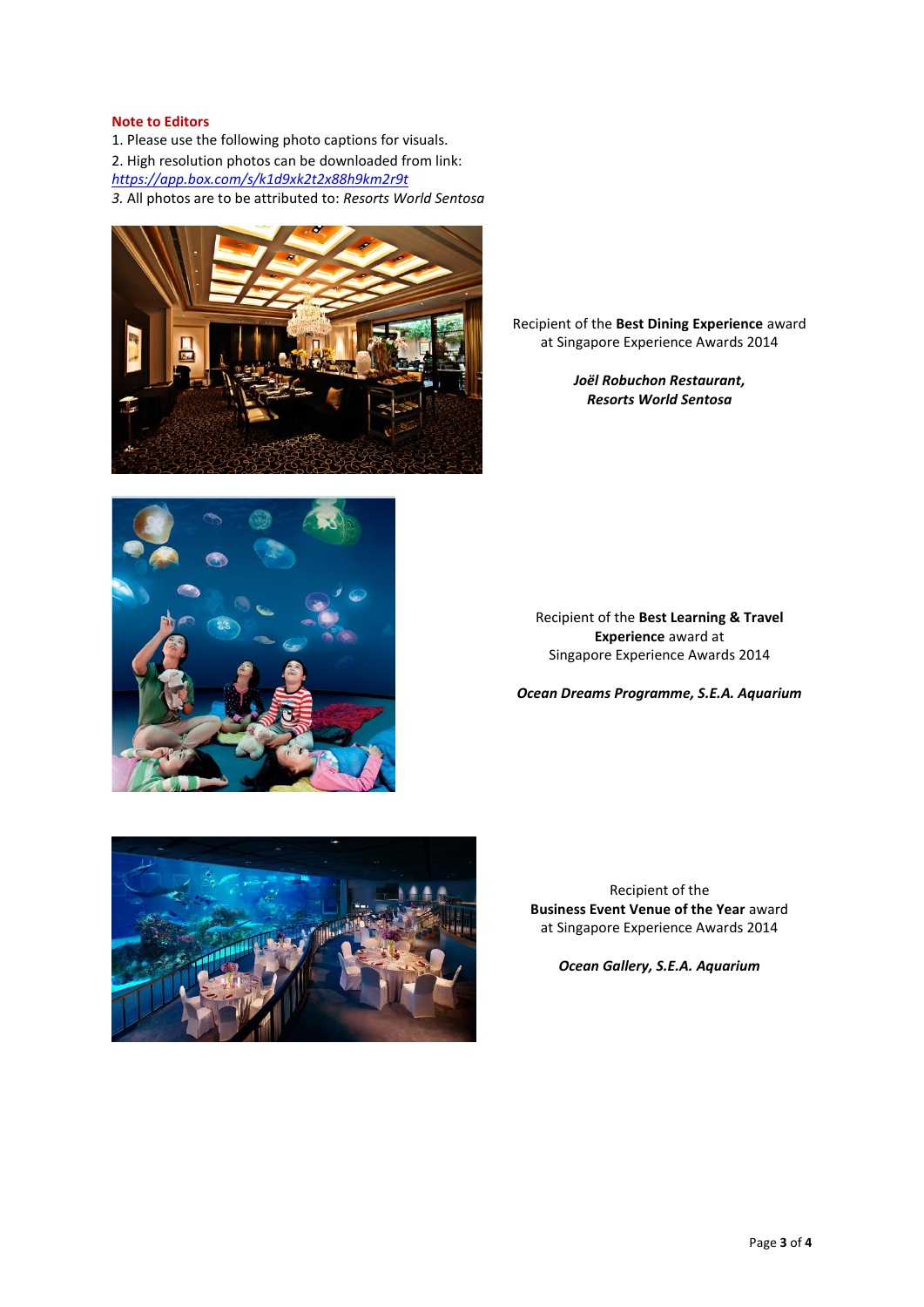**Note to Editors**

1. Please use the following photo captions for visuals.
2. High resolution photos can be downloaded from link: [https://app.box.com/s/k1d9xk2t2x88h9km2r9t](https://app.box.com/s/k1d9xk2t2x88h9km2r9t)
3. All photos are to be attributed to: *Resorts World Sentosa*

Recipient of the **Best Dining Experience** award at Singapore Experience Awards 2014

***Joël Robuchon Restaurant, Resorts World Sentosa***

Recipient of the **Best Learning & Travel Experience** award at Singapore Experience Awards 2014

***Ocean Dreams Programme, S.E.A. Aquarium***

Recipient of the **Business Event Venue of the Year** award at Singapore Experience Awards 2014

***Ocean Gallery, S.E.A. Aquarium***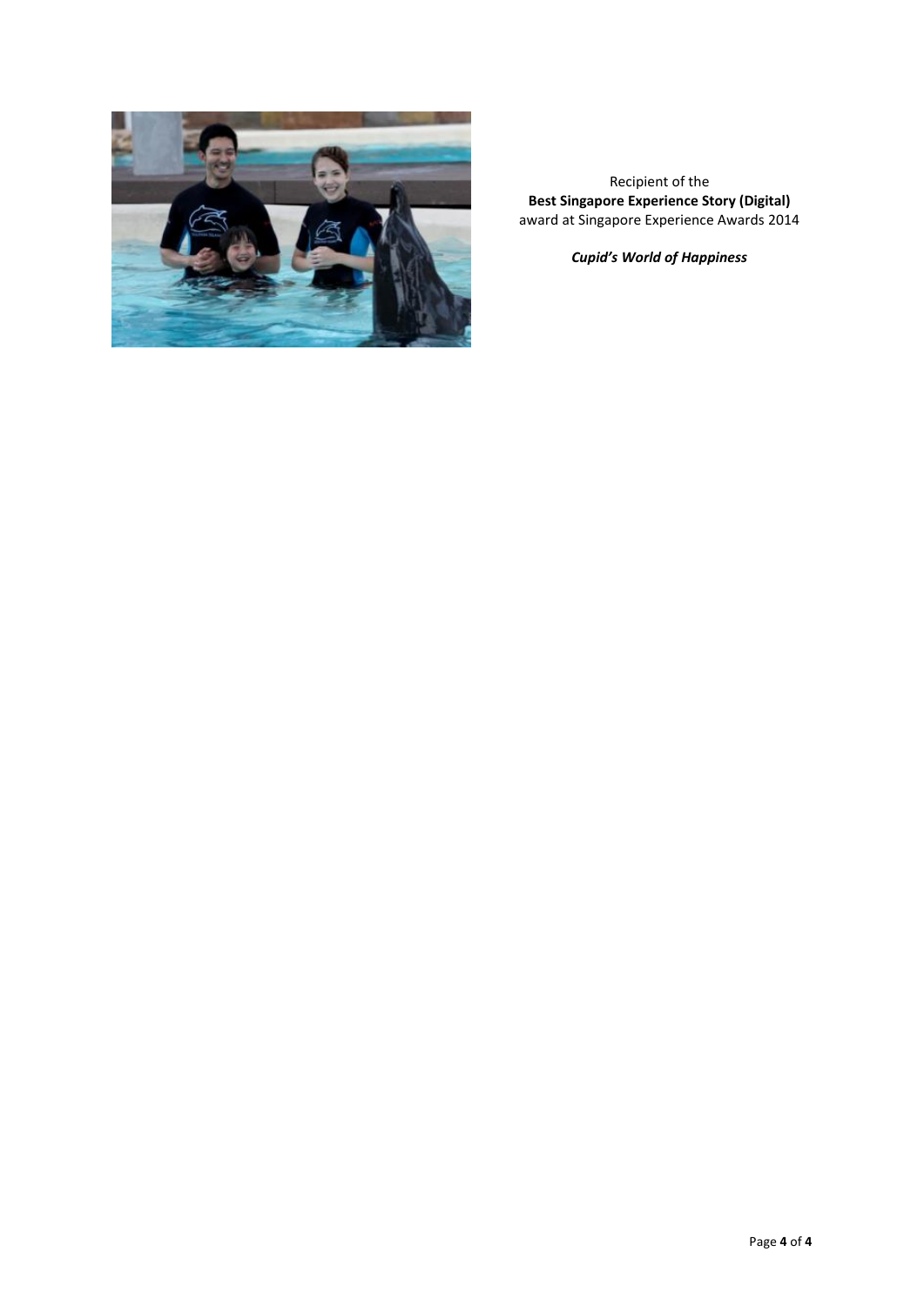Recipient of the
**Best Singapore Experience Story (Digital)**
award at Singapore Experience Awards 2014

***Cupid's World of Happiness***